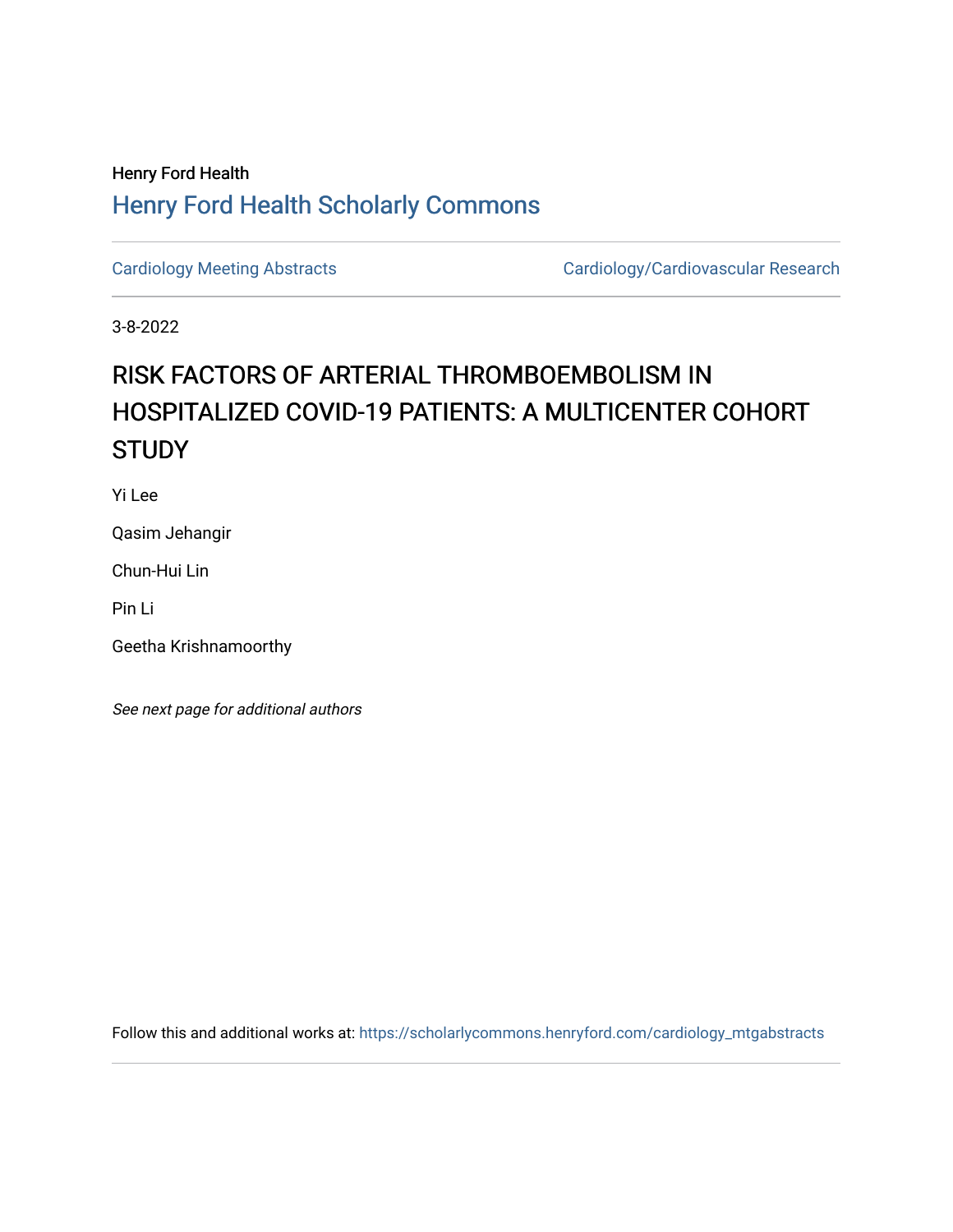Henry Ford Health

## Henry Ford Health Scholarly Commons

Cardiology Meeting Abstracts | Cardiology/Cardiovascular Research

3-8-2022

# RISK FACTORS OF ARTERIAL THROMBOEMBOLISM IN HOSPITALIZED COVID-19 PATIENTS: A MULTICENTER COHORT STUDY

Yi Lee

Qasim Jehangir

Chun-Hui Lin

Pin Li

Geetha Krishnamoorthy

*See next page for additional authors*

Follow this and additional works at: https://scholarlycommons.henryford.com/cardiology_mtgabstracts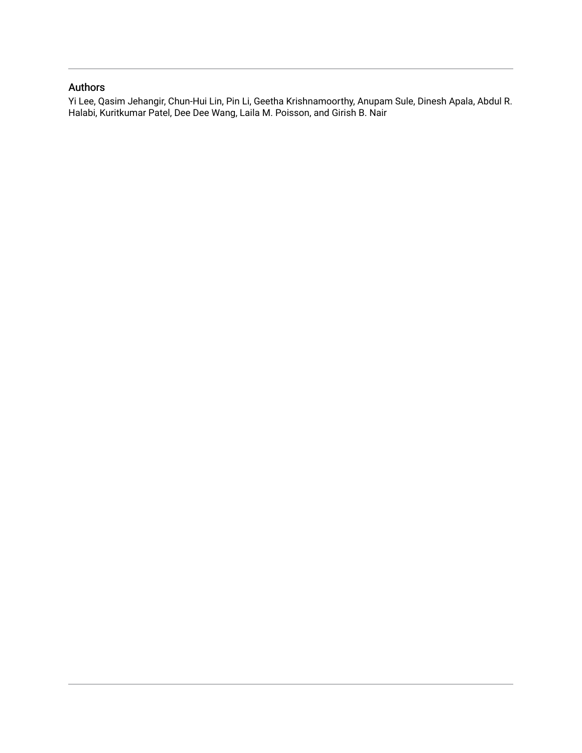## Authors

Yi Lee, Qasim Jehangir, Chun-Hui Lin, Pin Li, Geetha Krishnamoorthy, Anupam Sule, Dinesh Apala, Abdul R. Halabi, Kuritkumar Patel, Dee Dee Wang, Laila M. Poisson, and Girish B. Nair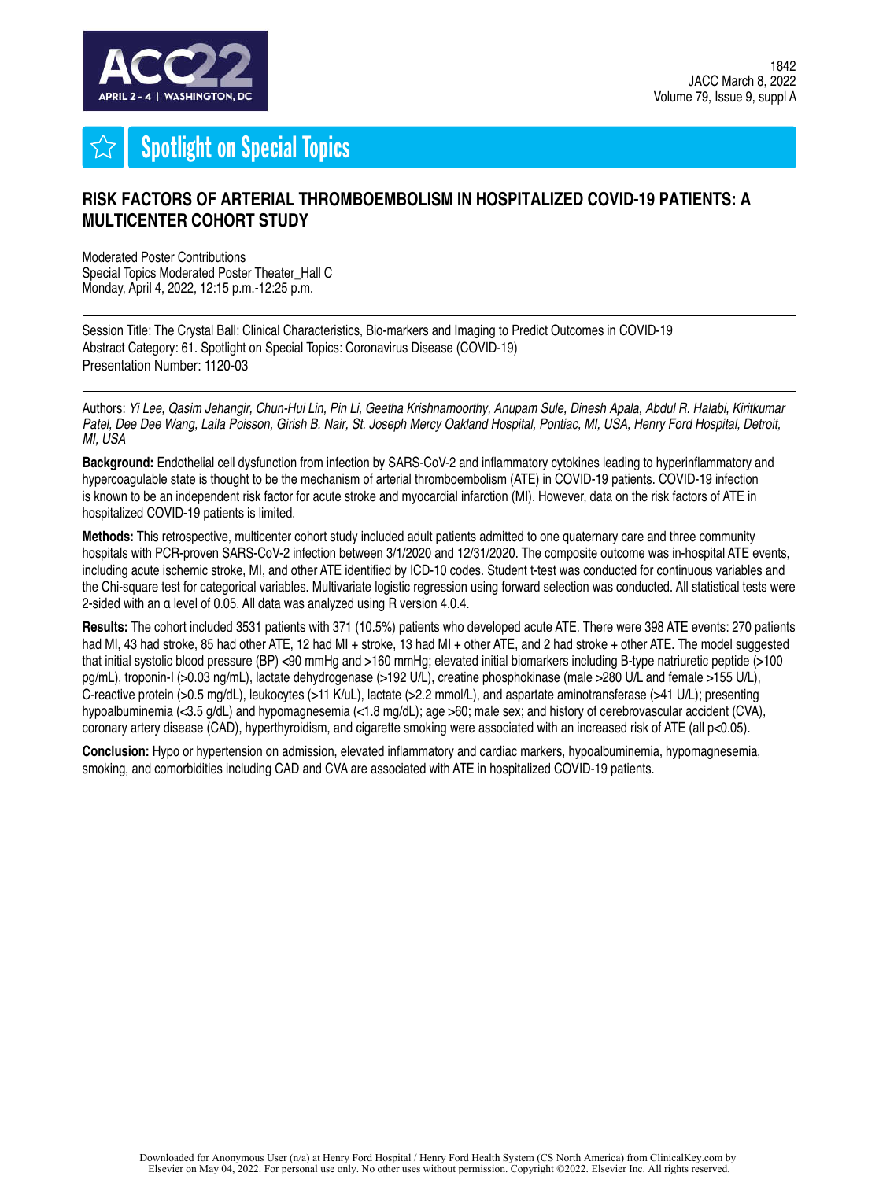## Spotlight on Special Topics

# RISK FACTORS OF ARTERIAL THROMBOEMBOLISM IN HOSPITALIZED COVID-19 PATIENTS: A MULTICENTER COHORT STUDY

Moderated Poster Contributions
Special Topics Moderated Poster Theater_Hall C
Monday, April 4, 2022, 12:15 p.m.-12:25 p.m.

---

Session Title: The Crystal Ball: Clinical Characteristics, Bio-markers and Imaging to Predict Outcomes in COVID-19
Abstract Category: 61. Spotlight on Special Topics: Coronavirus Disease (COVID-19)
Presentation Number: 1120-03

---

Authors: *Yi Lee, Qasim Jehangir, Chun-Hui Lin, Pin Li, Geetha Krishnamoorthy, Anupam Sule, Dinesh Apala, Abdul R. Halabi, Kiritkumar Patel, Dee Dee Wang, Laila Poisson, Girish B. Nair, St. Joseph Mercy Oakland Hospital, Pontiac, MI, USA, Henry Ford Hospital, Detroit, MI, USA*

**Background:** Endothelial cell dysfunction from infection by SARS-CoV-2 and inflammatory cytokines leading to hyperinflammatory and hypercoagulable state is thought to be the mechanism of arterial thromboembolism (ATE) in COVID-19 patients. COVID-19 infection is known to be an independent risk factor for acute stroke and myocardial infarction (MI). However, data on the risk factors of ATE in hospitalized COVID-19 patients is limited.

**Methods:** This retrospective, multicenter cohort study included adult patients admitted to one quaternary care and three community hospitals with PCR-proven SARS-CoV-2 infection between 3/1/2020 and 12/31/2020. The composite outcome was in-hospital ATE events, including acute ischemic stroke, MI, and other ATE identified by ICD-10 codes. Student t-test was conducted for continuous variables and the Chi-square test for categorical variables. Multivariate logistic regression using forward selection was conducted. All statistical tests were 2-sided with an α level of 0.05. All data was analyzed using R version 4.0.4.

**Results:** The cohort included 3531 patients with 371 (10.5%) patients who developed acute ATE. There were 398 ATE events: 270 patients had MI, 43 had stroke, 85 had other ATE, 12 had MI + stroke, 13 had MI + other ATE, and 2 had stroke + other ATE. The model suggested that initial systolic blood pressure (BP) <90 mmHg and >160 mmHg; elevated initial biomarkers including B-type natriuretic peptide (>100 pg/mL), troponin-I (>0.03 ng/mL), lactate dehydrogenase (>192 U/L), creatine phosphokinase (male >280 U/L and female >155 U/L), C-reactive protein (>0.5 mg/dL), leukocytes (>11 K/uL), lactate (>2.2 mmol/L), and aspartate aminotransferase (>41 U/L); presenting hypoalbuminemia (<3.5 g/dL) and hypomagnesemia (<1.8 mg/dL); age >60; male sex; and history of cerebrovascular accident (CVA), coronary artery disease (CAD), hyperthyroidism, and cigarette smoking were associated with an increased risk of ATE (all $p<0.05$).

**Conclusion:** Hypo or hypertension on admission, elevated inflammatory and cardiac markers, hypoalbuminemia, hypomagnesemia, smoking, and comorbidities including CAD and CVA are associated with ATE in hospitalized COVID-19 patients.